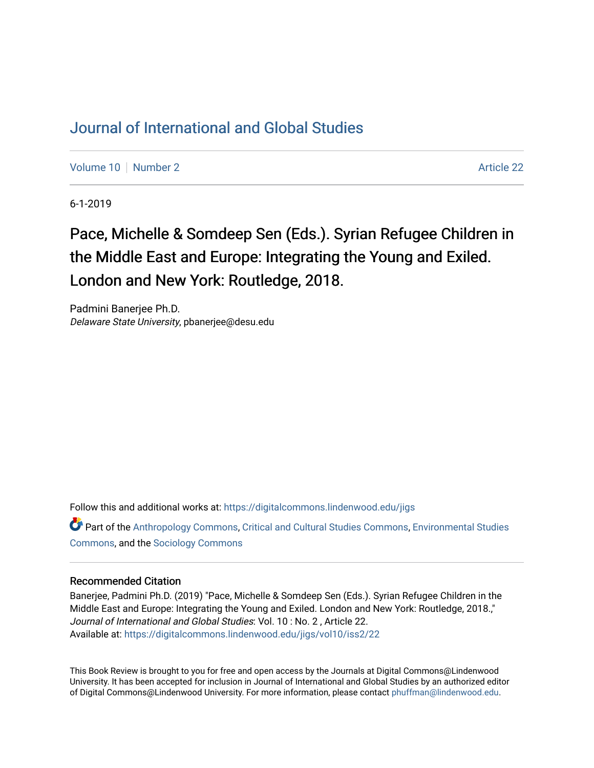# Journal of International and Global Studies

Volume 10 | Number 2 Article 22

6-1-2019

## Pace, Michelle & Somdeep Sen (Eds.). Syrian Refugee Children in the Middle East and Europe: Integrating the Young and Exiled. London and New York: Routledge, 2018.

Padmini Banerjee Ph.D.
*Delaware State University*, pbanerjee@desu.edu

Follow this and additional works at: https://digitalcommons.lindenwood.edu/jigs

Part of the Anthropology Commons, Critical and Cultural Studies Commons, Environmental Studies Commons, and the Sociology Commons

### Recommended Citation

Banerjee, Padmini Ph.D. (2019) "Pace, Michelle & Somdeep Sen (Eds.). Syrian Refugee Children in the Middle East and Europe: Integrating the Young and Exiled. London and New York: Routledge, 2018.," *Journal of International and Global Studies*: Vol. 10 : No. 2 , Article 22.
Available at: https://digitalcommons.lindenwood.edu/jigs/vol10/iss2/22

This Book Review is brought to you for free and open access by the Journals at Digital Commons@Lindenwood University. It has been accepted for inclusion in Journal of International and Global Studies by an authorized editor of Digital Commons@Lindenwood University. For more information, please contact phuffman@lindenwood.edu.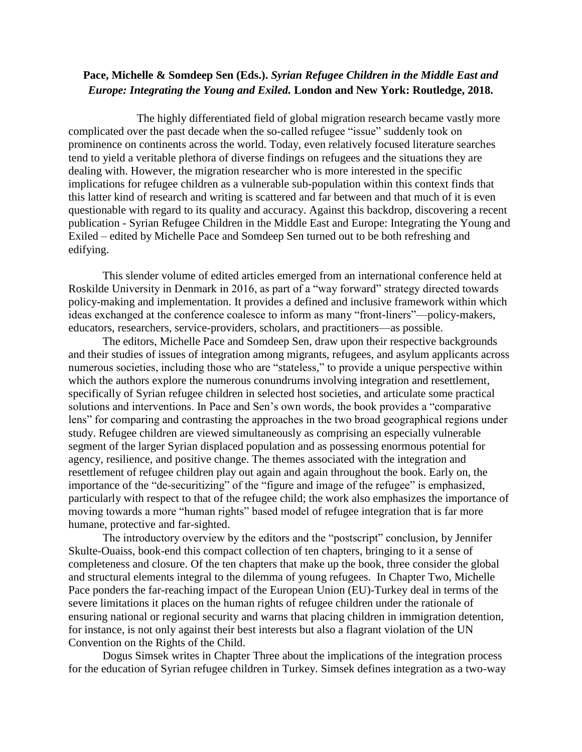**Pace, Michelle & Somdeep Sen (Eds.).** ***Syrian Refugee Children in the Middle East and Europe: Integrating the Young and Exiled.*** **London and New York: Routledge, 2018.**

The highly differentiated field of global migration research became vastly more complicated over the past decade when the so-called refugee "issue" suddenly took on prominence on continents across the world. Today, even relatively focused literature searches tend to yield a veritable plethora of diverse findings on refugees and the situations they are dealing with. However, the migration researcher who is more interested in the specific implications for refugee children as a vulnerable sub-population within this context finds that this latter kind of research and writing is scattered and far between and that much of it is even questionable with regard to its quality and accuracy. Against this backdrop, discovering a recent publication - Syrian Refugee Children in the Middle East and Europe: Integrating the Young and Exiled – edited by Michelle Pace and Somdeep Sen turned out to be both refreshing and edifying.

This slender volume of edited articles emerged from an international conference held at Roskilde University in Denmark in 2016, as part of a "way forward" strategy directed towards policy-making and implementation. It provides a defined and inclusive framework within which ideas exchanged at the conference coalesce to inform as many "front-liners"—policy-makers, educators, researchers, service-providers, scholars, and practitioners—as possible.

The editors, Michelle Pace and Somdeep Sen, draw upon their respective backgrounds and their studies of issues of integration among migrants, refugees, and asylum applicants across numerous societies, including those who are "stateless," to provide a unique perspective within which the authors explore the numerous conundrums involving integration and resettlement, specifically of Syrian refugee children in selected host societies, and articulate some practical solutions and interventions. In Pace and Sen's own words, the book provides a "comparative lens" for comparing and contrasting the approaches in the two broad geographical regions under study. Refugee children are viewed simultaneously as comprising an especially vulnerable segment of the larger Syrian displaced population and as possessing enormous potential for agency, resilience, and positive change. The themes associated with the integration and resettlement of refugee children play out again and again throughout the book. Early on, the importance of the "de-securitizing" of the "figure and image of the refugee" is emphasized, particularly with respect to that of the refugee child; the work also emphasizes the importance of moving towards a more "human rights" based model of refugee integration that is far more humane, protective and far-sighted.

The introductory overview by the editors and the "postscript" conclusion, by Jennifer Skulte-Ouaiss, book-end this compact collection of ten chapters, bringing to it a sense of completeness and closure. Of the ten chapters that make up the book, three consider the global and structural elements integral to the dilemma of young refugees. In Chapter Two, Michelle Pace ponders the far-reaching impact of the European Union (EU)-Turkey deal in terms of the severe limitations it places on the human rights of refugee children under the rationale of ensuring national or regional security and warns that placing children in immigration detention, for instance, is not only against their best interests but also a flagrant violation of the UN Convention on the Rights of the Child.

Dogus Simsek writes in Chapter Three about the implications of the integration process for the education of Syrian refugee children in Turkey. Simsek defines integration as a two-way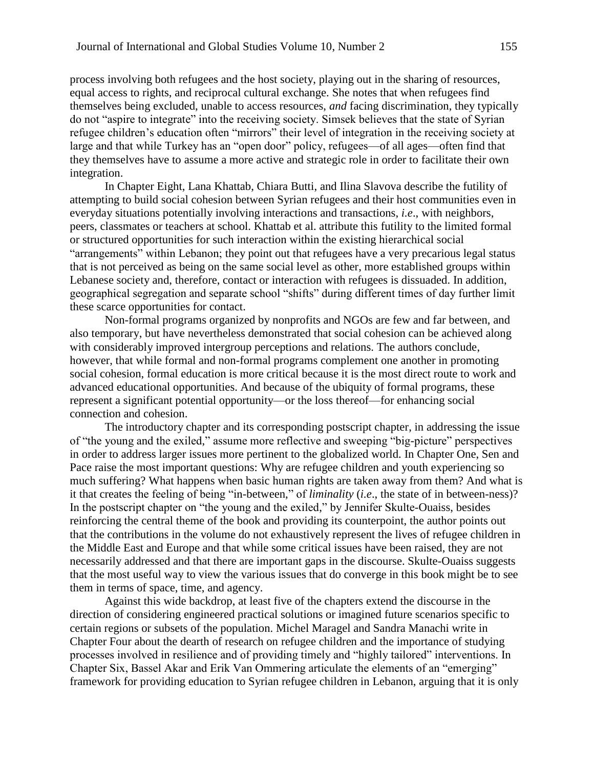process involving both refugees and the host society, playing out in the sharing of resources, equal access to rights, and reciprocal cultural exchange. She notes that when refugees find themselves being excluded, unable to access resources, *and* facing discrimination, they typically do not "aspire to integrate" into the receiving society. Simsek believes that the state of Syrian refugee children's education often "mirrors" their level of integration in the receiving society at large and that while Turkey has an "open door" policy, refugees—of all ages—often find that they themselves have to assume a more active and strategic role in order to facilitate their own integration.

In Chapter Eight, Lana Khattab, Chiara Butti, and Ilina Slavova describe the futility of attempting to build social cohesion between Syrian refugees and their host communities even in everyday situations potentially involving interactions and transactions, *i.e*., with neighbors, peers, classmates or teachers at school. Khattab et al. attribute this futility to the limited formal or structured opportunities for such interaction within the existing hierarchical social "arrangements" within Lebanon; they point out that refugees have a very precarious legal status that is not perceived as being on the same social level as other, more established groups within Lebanese society and, therefore, contact or interaction with refugees is dissuaded. In addition, geographical segregation and separate school "shifts" during different times of day further limit these scarce opportunities for contact.

Non-formal programs organized by nonprofits and NGOs are few and far between, and also temporary, but have nevertheless demonstrated that social cohesion can be achieved along with considerably improved intergroup perceptions and relations. The authors conclude, however, that while formal and non-formal programs complement one another in promoting social cohesion, formal education is more critical because it is the most direct route to work and advanced educational opportunities. And because of the ubiquity of formal programs, these represent a significant potential opportunity—or the loss thereof—for enhancing social connection and cohesion.

The introductory chapter and its corresponding postscript chapter, in addressing the issue of "the young and the exiled," assume more reflective and sweeping "big-picture" perspectives in order to address larger issues more pertinent to the globalized world. In Chapter One, Sen and Pace raise the most important questions: Why are refugee children and youth experiencing so much suffering? What happens when basic human rights are taken away from them? And what is it that creates the feeling of being "in-between," of *liminality* (*i.e*., the state of in between-ness)? In the postscript chapter on "the young and the exiled," by Jennifer Skulte-Ouaiss, besides reinforcing the central theme of the book and providing its counterpoint, the author points out that the contributions in the volume do not exhaustively represent the lives of refugee children in the Middle East and Europe and that while some critical issues have been raised, they are not necessarily addressed and that there are important gaps in the discourse. Skulte-Ouaiss suggests that the most useful way to view the various issues that do converge in this book might be to see them in terms of space, time, and agency.

Against this wide backdrop, at least five of the chapters extend the discourse in the direction of considering engineered practical solutions or imagined future scenarios specific to certain regions or subsets of the population. Michel Maragel and Sandra Manachi write in Chapter Four about the dearth of research on refugee children and the importance of studying processes involved in resilience and of providing timely and "highly tailored" interventions. In Chapter Six, Bassel Akar and Erik Van Ommering articulate the elements of an "emerging" framework for providing education to Syrian refugee children in Lebanon, arguing that it is only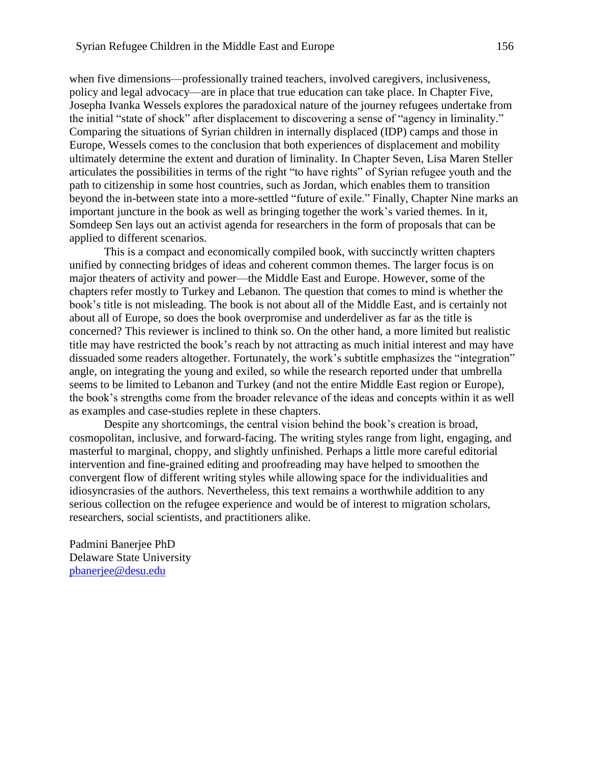when five dimensions—professionally trained teachers, involved caregivers, inclusiveness, policy and legal advocacy—are in place that true education can take place. In Chapter Five, Josepha Ivanka Wessels explores the paradoxical nature of the journey refugees undertake from the initial "state of shock" after displacement to discovering a sense of "agency in liminality." Comparing the situations of Syrian children in internally displaced (IDP) camps and those in Europe, Wessels comes to the conclusion that both experiences of displacement and mobility ultimately determine the extent and duration of liminality. In Chapter Seven, Lisa Maren Steller articulates the possibilities in terms of the right "to have rights" of Syrian refugee youth and the path to citizenship in some host countries, such as Jordan, which enables them to transition beyond the in-between state into a more-settled "future of exile." Finally, Chapter Nine marks an important juncture in the book as well as bringing together the work's varied themes. In it, Somdeep Sen lays out an activist agenda for researchers in the form of proposals that can be applied to different scenarios.

This is a compact and economically compiled book, with succinctly written chapters unified by connecting bridges of ideas and coherent common themes. The larger focus is on major theaters of activity and power—the Middle East and Europe. However, some of the chapters refer mostly to Turkey and Lebanon. The question that comes to mind is whether the book's title is not misleading. The book is not about all of the Middle East, and is certainly not about all of Europe, so does the book overpromise and underdeliver as far as the title is concerned? This reviewer is inclined to think so. On the other hand, a more limited but realistic title may have restricted the book's reach by not attracting as much initial interest and may have dissuaded some readers altogether. Fortunately, the work's subtitle emphasizes the "integration" angle, on integrating the young and exiled, so while the research reported under that umbrella seems to be limited to Lebanon and Turkey (and not the entire Middle East region or Europe), the book's strengths come from the broader relevance of the ideas and concepts within it as well as examples and case-studies replete in these chapters.

Despite any shortcomings, the central vision behind the book's creation is broad, cosmopolitan, inclusive, and forward-facing. The writing styles range from light, engaging, and masterful to marginal, choppy, and slightly unfinished. Perhaps a little more careful editorial intervention and fine-grained editing and proofreading may have helped to smoothen the convergent flow of different writing styles while allowing space for the individualities and idiosyncrasies of the authors. Nevertheless, this text remains a worthwhile addition to any serious collection on the refugee experience and would be of interest to migration scholars, researchers, social scientists, and practitioners alike.

Padmini Banerjee PhD
Delaware State University
pbanerjee@desu.edu